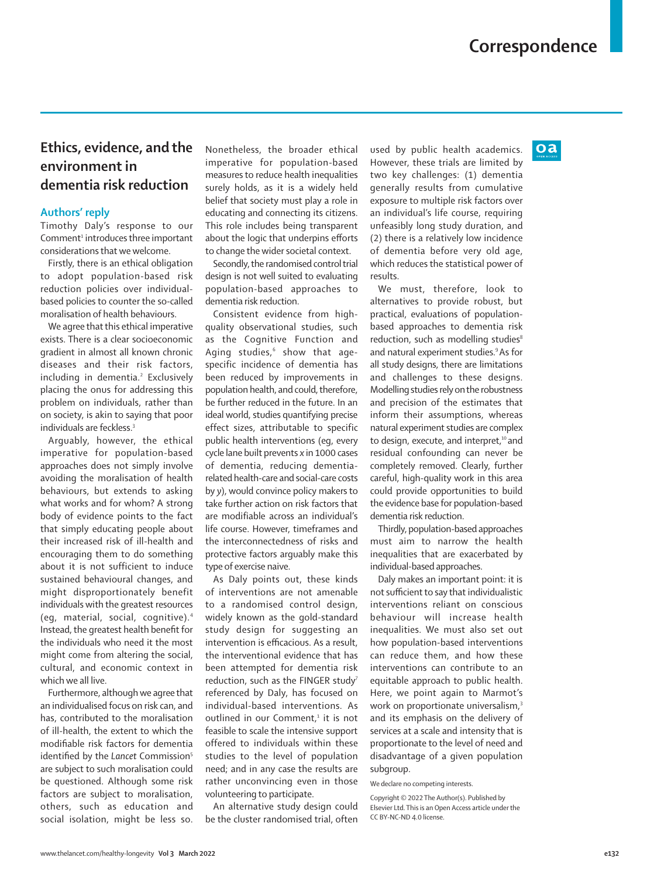# Ethics, evidence, and the environment in dementia risk reduction

## Authors' reply

Timothy Daly's response to our Comment[1] introduces three important considerations that we welcome.

Firstly, there is an ethical obligation to adopt population-based risk reduction policies over individual-based policies to counter the so-called moralisation of health behaviours.

We agree that this ethical imperative exists. There is a clear socioeconomic gradient in almost all known chronic diseases and their risk factors, including in dementia.[2] Exclusively placing the onus for addressing this problem on individuals, rather than on society, is akin to saying that poor individuals are feckless.[3]

Arguably, however, the ethical imperative for population-based approaches does not simply involve avoiding the moralisation of health behaviours, but extends to asking what works and for whom? A strong body of evidence points to the fact that simply educating people about their increased risk of ill-health and encouraging them to do something about it is not sufficient to induce sustained behavioural changes, and might disproportionately benefit individuals with the greatest resources (eg, material, social, cognitive).[4] Instead, the greatest health benefit for the individuals who need it the most might come from altering the social, cultural, and economic context in which we all live.

Furthermore, although we agree that an individualised focus on risk can, and has, contributed to the moralisation of ill-health, the extent to which the modifiable risk factors for dementia identified by the *Lancet* Commission[5] are subject to such moralisation could be questioned. Although some risk factors are subject to moralisation, others, such as education and social isolation, might be less so. Nonetheless, the broader ethical imperative for population-based measures to reduce health inequalities surely holds, as it is a widely held belief that society must play a role in educating and connecting its citizens. This role includes being transparent about the logic that underpins efforts to change the wider societal context.

Secondly, the randomised control trial design is not well suited to evaluating population-based approaches to dementia risk reduction.

Consistent evidence from high-quality observational studies, such as the Cognitive Function and Aging studies,[6] show that age-specific incidence of dementia has been reduced by improvements in population health, and could, therefore, be further reduced in the future. In an ideal world, studies quantifying precise effect sizes, attributable to specific public health interventions (eg, every cycle lane built prevents *x* in 1000 cases of dementia, reducing dementia-related health-care and social-care costs by *y*), would convince policy makers to take further action on risk factors that are modifiable across an individual's life course. However, timeframes and the interconnectedness of risks and protective factors arguably make this type of exercise naive.

As Daly points out, these kinds of interventions are not amenable to a randomised control design, widely known as the gold-standard study design for suggesting an intervention is efficacious. As a result, the interventional evidence that has been attempted for dementia risk reduction, such as the FINGER study[7] referenced by Daly, has focused on individual-based interventions. As outlined in our Comment,[1] it is not feasible to scale the intensive support offered to individuals within these studies to the level of population need; and in any case the results are rather unconvincing even in those volunteering to participate.

An alternative study design could be the cluster randomised trial, often used by public health academics. However, these trials are limited by two key challenges: (1) dementia generally results from cumulative exposure to multiple risk factors over an individual's life course, requiring unfeasibly long study duration, and (2) there is a relatively low incidence of dementia before very old age, which reduces the statistical power of results.

We must, therefore, look to alternatives to provide robust, but practical, evaluations of population-based approaches to dementia risk reduction, such as modelling studies[8] and natural experiment studies.[9] As for all study designs, there are limitations and challenges to these designs. Modelling studies rely on the robustness and precision of the estimates that inform their assumptions, whereas natural experiment studies are complex to design, execute, and interpret,[10] and residual confounding can never be completely removed. Clearly, further careful, high-quality work in this area could provide opportunities to build the evidence base for population-based dementia risk reduction.

Thirdly, population-based approaches must aim to narrow the health inequalities that are exacerbated by individual-based approaches.

Daly makes an important point: it is not sufficient to say that individualistic interventions reliant on conscious behaviour will increase health inequalities. We must also set out how population-based interventions can reduce them, and how these interventions can contribute to an equitable approach to public health. Here, we point again to Marmot's work on proportionate universalism,[3] and its emphasis on the delivery of services at a scale and intensity that is proportionate to the level of need and disadvantage of a given population subgroup.

We declare no competing interests.

Copyright © 2022 The Author(s). Published by Elsevier Ltd. This is an Open Access article under the CC BY-NC-ND 4.0 license.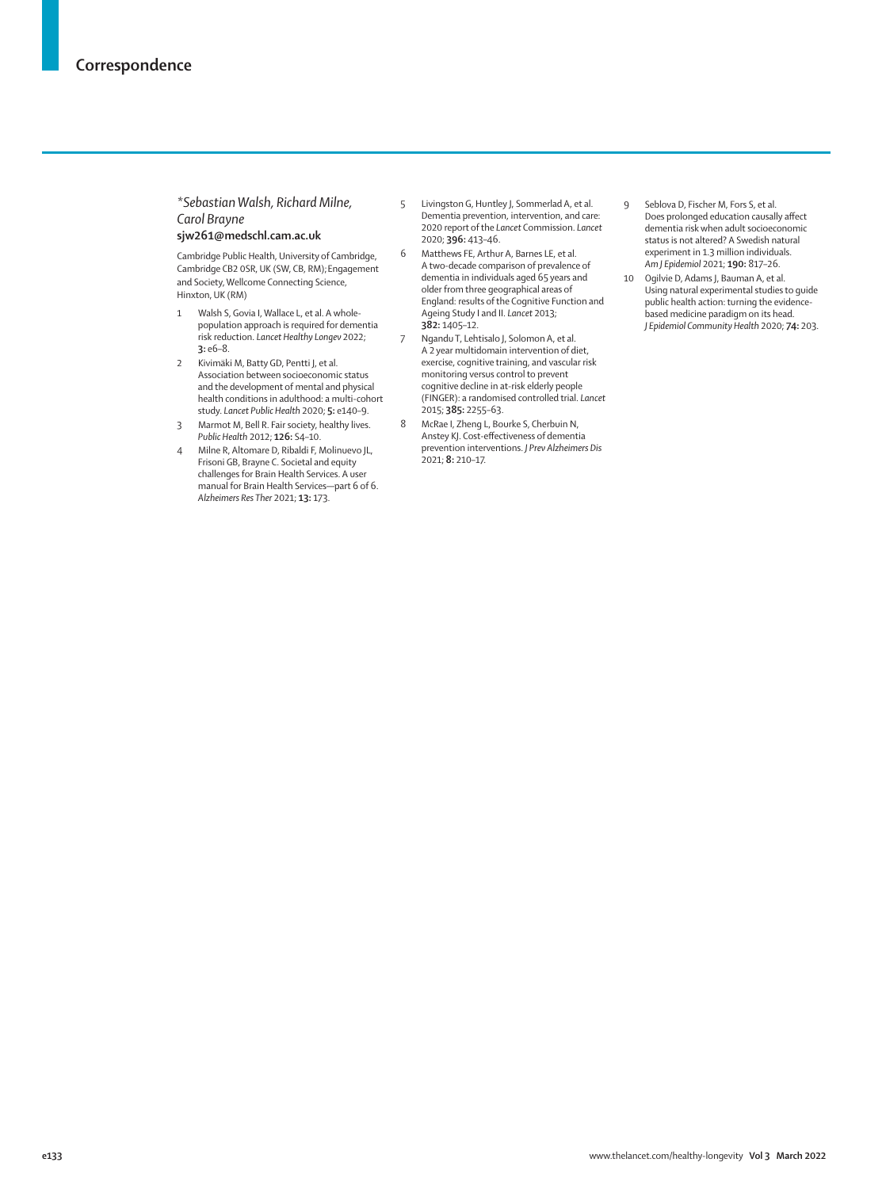*Sebastian Walsh, Richard Milne, Carol Brayne

**sjw261@medschl.cam.ac.uk**

Cambridge Public Health, University of Cambridge, Cambridge CB2 0SR, UK (SW, CB, RM); Engagement and Society, Wellcome Connecting Science, Hinxton, UK (RM)

1. Walsh S, Govia I, Wallace L, et al. A whole-population approach is required for dementia risk reduction. *Lancet Healthy Longev* 2022; **3:** e6–8.
2. Kivimäki M, Batty GD, Pentti J, et al. Association between socioeconomic status and the development of mental and physical health conditions in adulthood: a multi-cohort study. *Lancet Public Health* 2020; **5:** e140–9.
3. Marmot M, Bell R. Fair society, healthy lives. *Public Health* 2012; **126:** S4–10.
4. Milne R, Altomare D, Ribaldi F, Molinuevo JL, Frisoni GB, Brayne C. Societal and equity challenges for Brain Health Services. A user manual for Brain Health Services—part 6 of 6. *Alzheimers Res Ther* 2021; **13:** 173.
5. Livingston G, Huntley J, Sommerlad A, et al. Dementia prevention, intervention, and care: 2020 report of the *Lancet* Commission. *Lancet* 2020; **396:** 413–46.
6. Matthews FE, Arthur A, Barnes LE, et al. A two-decade comparison of prevalence of dementia in individuals aged 65 years and older from three geographical areas of England: results of the Cognitive Function and Ageing Study I and II. *Lancet* 2013; **382:** 1405–12.
7. Ngandu T, Lehtisalo J, Solomon A, et al. A 2 year multidomain intervention of diet, exercise, cognitive training, and vascular risk monitoring versus control to prevent cognitive decline in at-risk elderly people (FINGER): a randomised controlled trial. *Lancet* 2015; **385:** 2255–63.
8. McRae I, Zheng L, Bourke S, Cherbuin N, Anstey KJ. Cost-effectiveness of dementia prevention interventions. *J Prev Alzheimers Dis* 2021; **8:** 210–17.
9. Seblova D, Fischer M, Fors S, et al. Does prolonged education causally affect dementia risk when adult socioeconomic status is not altered? A Swedish natural experiment in 1.3 million individuals. *Am J Epidemiol* 2021; **190:** 817–26.
10. Ogilvie D, Adams J, Bauman A, et al. Using natural experimental studies to guide public health action: turning the evidence-based medicine paradigm on its head. *J Epidemiol Community Health* 2020; **74:** 203.